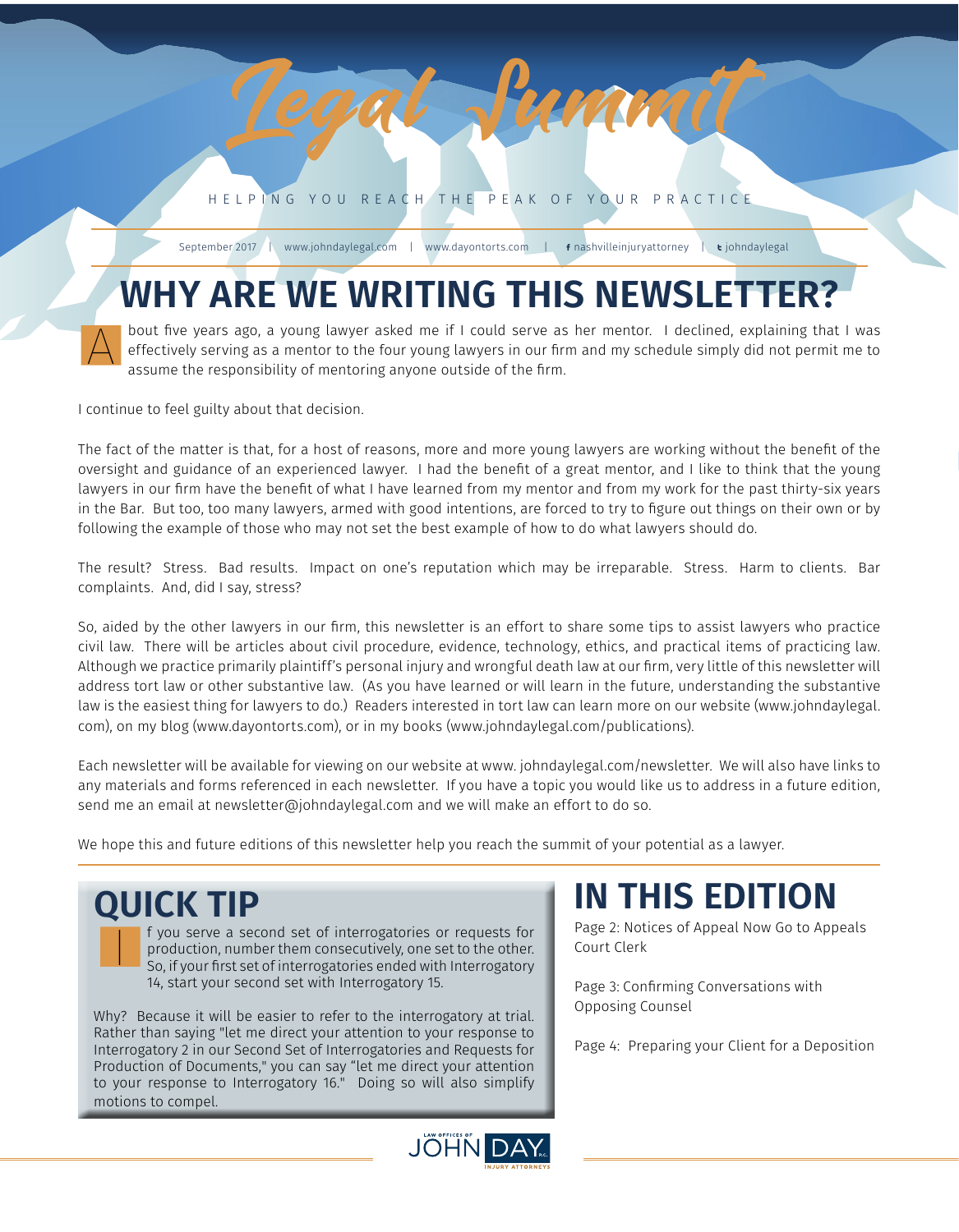# Legal Summit

HELPING YOU REACH THE PEAK OF YOUR PRACTICE

September 2017 | www.johndaylegal.com | www.dayontorts.com | nashvilleinjuryattorney | johndaylegal

## WHY ARE WE WRITING THIS NEWSLETTER?

About five years ago, a young lawyer asked me if I could serve as her mentor. I declined, explaining that I was effectively serving as a mentor to the four young lawyers in our firm and my schedule simply did not permit me to assume the responsibility of mentoring anyone outside of the firm.

I continue to feel guilty about that decision.

The fact of the matter is that, for a host of reasons, more and more young lawyers are working without the benefit of the oversight and guidance of an experienced lawyer. I had the benefit of a great mentor, and I like to think that the young lawyers in our firm have the benefit of what I have learned from my mentor and from my work for the past thirty-six years in the Bar. But too, too many lawyers, armed with good intentions, are forced to try to figure out things on their own or by following the example of those who may not set the best example of how to do what lawyers should do.

The result? Stress. Bad results. Impact on one's reputation which may be irreparable. Stress. Harm to clients. Bar complaints. And, did I say, stress?

So, aided by the other lawyers in our firm, this newsletter is an effort to share some tips to assist lawyers who practice civil law. There will be articles about civil procedure, evidence, technology, ethics, and practical items of practicing law. Although we practice primarily plaintiff's personal injury and wrongful death law at our firm, very little of this newsletter will address tort law or other substantive law. (As you have learned or will learn in the future, understanding the substantive law is the easiest thing for lawyers to do.) Readers interested in tort law can learn more on our website (www.johndaylegal.com), on my blog (www.dayontorts.com), or in my books (www.johndaylegal.com/publications).

Each newsletter will be available for viewing on our website at www. johndaylegal.com/newsletter. We will also have links to any materials and forms referenced in each newsletter. If you have a topic you would like us to address in a future edition, send me an email at newsletter@johndaylegal.com and we will make an effort to do so.

We hope this and future editions of this newsletter help you reach the summit of your potential as a lawyer.

## QUICK TIP

If you serve a second set of interrogatories or requests for production, number them consecutively, one set to the other. So, if your first set of interrogatories ended with Interrogatory 14, start your second set with Interrogatory 15.

Why? Because it will be easier to refer to the interrogatory at trial. Rather than saying "let me direct your attention to your response to Interrogatory 2 in our Second Set of Interrogatories and Requests for Production of Documents," you can say "let me direct your attention to your response to Interrogatory 16." Doing so will also simplify motions to compel.

## IN THIS EDITION

Page 2: Notices of Appeal Now Go to Appeals Court Clerk

Page 3: Confirming Conversations with Opposing Counsel

Page 4: Preparing your Client for a Deposition

LAW OFFICES OF JOHN DAY P.C. INJURY ATTORNEYS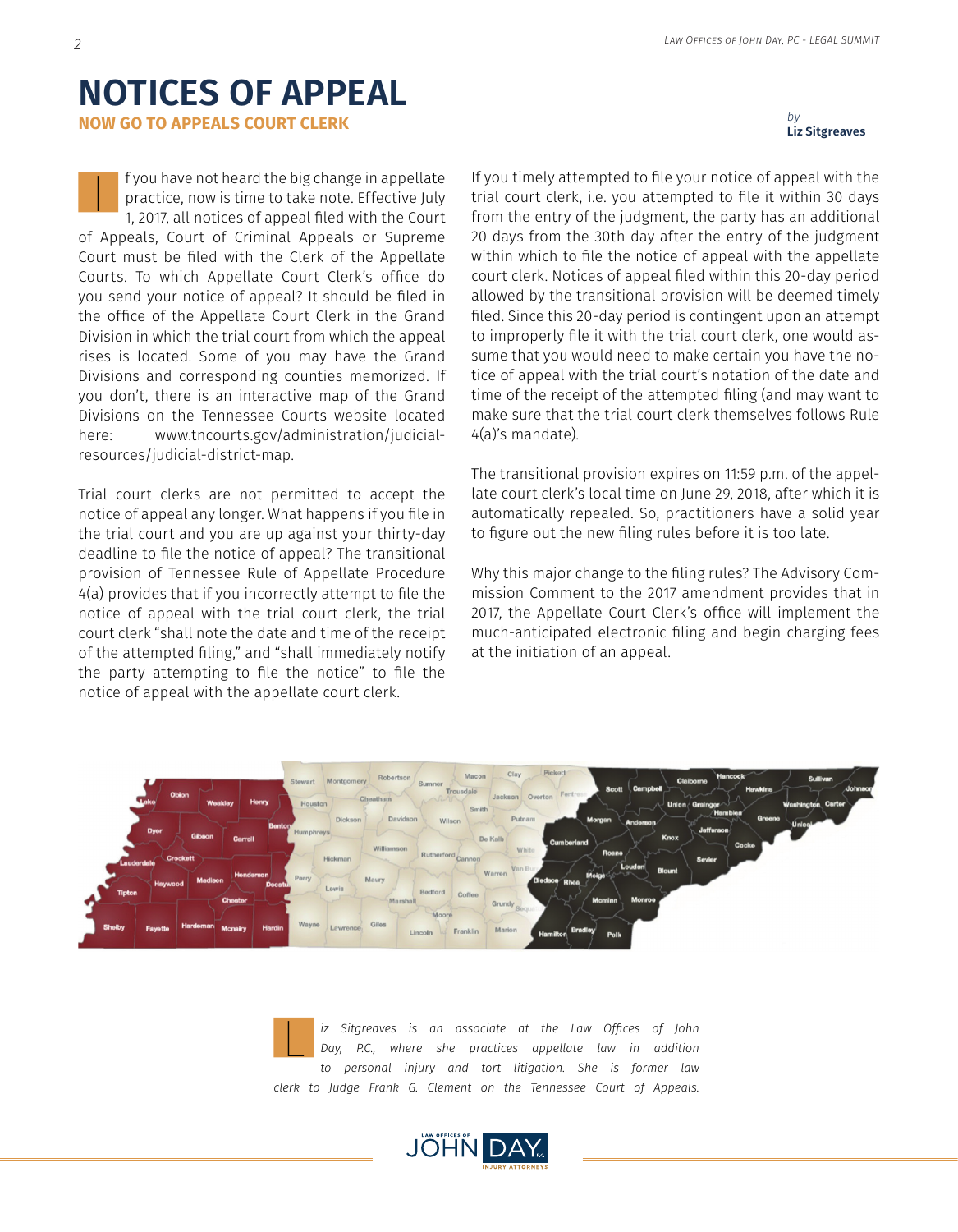# NOTICES OF APPEAL

## NOW GO TO APPEALS COURT CLERK

*by*
**Liz Sitgreaves**

If you have not heard the big change in appellate practice, now is time to take note. Effective July 1, 2017, all notices of appeal filed with the Court of Appeals, Court of Criminal Appeals or Supreme Court must be filed with the Clerk of the Appellate Courts. To which Appellate Court Clerk's office do you send your notice of appeal? It should be filed in the office of the Appellate Court Clerk in the Grand Division in which the trial court from which the appeal rises is located. Some of you may have the Grand Divisions and corresponding counties memorized. If you don't, there is an interactive map of the Grand Divisions on the Tennessee Courts website located here: www.tncourts.gov/administration/judicial-resources/judicial-district-map.

Trial court clerks are not permitted to accept the notice of appeal any longer. What happens if you file in the trial court and you are up against your thirty-day deadline to file the notice of appeal? The transitional provision of Tennessee Rule of Appellate Procedure 4(a) provides that if you incorrectly attempt to file the notice of appeal with the trial court clerk, the trial court clerk "shall note the date and time of the receipt of the attempted filing," and "shall immediately notify the party attempting to file the notice" to file the notice of appeal with the appellate court clerk.

If you timely attempted to file your notice of appeal with the trial court clerk, i.e. you attempted to file it within 30 days from the entry of the judgment, the party has an additional 20 days from the 30th day after the entry of the judgment within which to file the notice of appeal with the appellate court clerk. Notices of appeal filed within this 20-day period allowed by the transitional provision will be deemed timely filed. Since this 20-day period is contingent upon an attempt to improperly file it with the trial court clerk, one would assume that you would need to make certain you have the notice of appeal with the trial court's notation of the date and time of the receipt of the attempted filing (and may want to make sure that the trial court clerk themselves follows Rule 4(a)'s mandate).

The transitional provision expires on 11:59 p.m. of the appellate court clerk's local time on June 29, 2018, after which it is automatically repealed. So, practitioners have a solid year to figure out the new filing rules before it is too late.

Why this major change to the filing rules? The Advisory Commission Comment to the 2017 amendment provides that in 2017, the Appellate Court Clerk's office will implement the much-anticipated electronic filing and begin charging fees at the initiation of an appeal.

*Liz Sitgreaves is an associate at the Law Offices of John Day, P.C., where she practices appellate law in addition to personal injury and tort litigation. She is former law clerk to Judge Frank G. Clement on the Tennessee Court of Appeals.*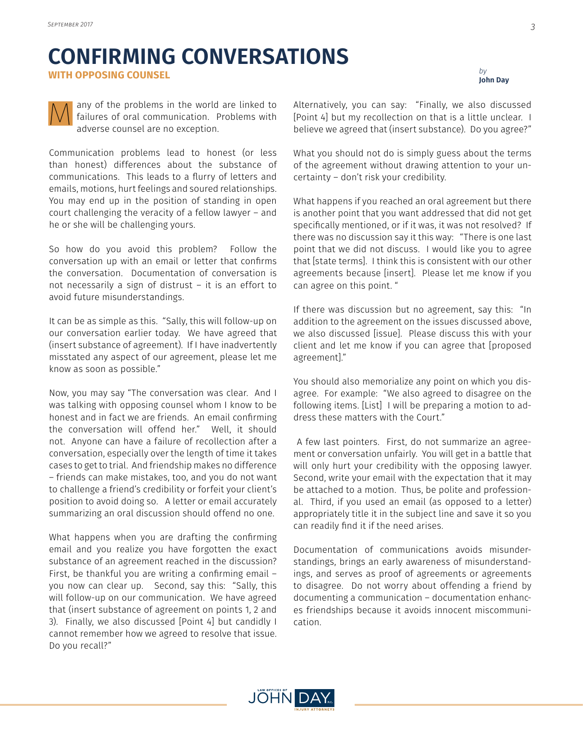// turn1
# CONFIRMING CONVERSATIONS

## WITH OPPOSING COUNSEL

*by*
**John Day**

Many of the problems in the world are linked to failures of oral communication. Problems with adverse counsel are no exception.

Communication problems lead to honest (or less than honest) differences about the substance of communications. This leads to a flurry of letters and emails, motions, hurt feelings and soured relationships. You may end up in the position of standing in open court challenging the veracity of a fellow lawyer – and he or she will be challenging yours.

So how do you avoid this problem? Follow the conversation up with an email or letter that confirms the conversation. Documentation of conversation is not necessarily a sign of distrust – it is an effort to avoid future misunderstandings.

It can be as simple as this. "Sally, this will follow-up on our conversation earlier today. We have agreed that (insert substance of agreement). If I have inadvertently misstated any aspect of our agreement, please let me know as soon as possible."

Now, you may say "The conversation was clear. And I was talking with opposing counsel whom I know to be honest and in fact we are friends. An email confirming the conversation will offend her." Well, it should not. Anyone can have a failure of recollection after a conversation, especially over the length of time it takes cases to get to trial. And friendship makes no difference – friends can make mistakes, too, and you do not want to challenge a friend's credibility or forfeit your client's position to avoid doing so. A letter or email accurately summarizing an oral discussion should offend no one.

What happens when you are drafting the confirming email and you realize you have forgotten the exact substance of an agreement reached in the discussion? First, be thankful you are writing a confirming email – you now can clear up. Second, say this: "Sally, this will follow-up on our communication. We have agreed that (insert substance of agreement on points 1, 2 and 3). Finally, we also discussed [Point 4] but candidly I cannot remember how we agreed to resolve that issue. Do you recall?"

Alternatively, you can say: "Finally, we also discussed [Point 4] but my recollection on that is a little unclear. I believe we agreed that (insert substance). Do you agree?"

What you should not do is simply guess about the terms of the agreement without drawing attention to your uncertainty – don't risk your credibility.

What happens if you reached an oral agreement but there is another point that you want addressed that did not get specifically mentioned, or if it was, it was not resolved? If there was no discussion say it this way: "There is one last point that we did not discuss. I would like you to agree that [state terms]. I think this is consistent with our other agreements because [insert]. Please let me know if you can agree on this point. "

If there was discussion but no agreement, say this: "In addition to the agreement on the issues discussed above, we also discussed [issue]. Please discuss this with your client and let me know if you can agree that [proposed agreement]."

You should also memorialize any point on which you disagree. For example: "We also agreed to disagree on the following items. [List] I will be preparing a motion to address these matters with the Court."

A few last pointers. First, do not summarize an agreement or conversation unfairly. You will get in a battle that will only hurt your credibility with the opposing lawyer. Second, write your email with the expectation that it may be attached to a motion. Thus, be polite and professional. Third, if you used an email (as opposed to a letter) appropriately title it in the subject line and save it so you can readily find it if the need arises.

Documentation of communications avoids misunderstandings, brings an early awareness of misunderstandings, and serves as proof of agreements or agreements to disagree. Do not worry about offending a friend by documenting a communication – documentation enhances friendships because it avoids innocent miscommunication.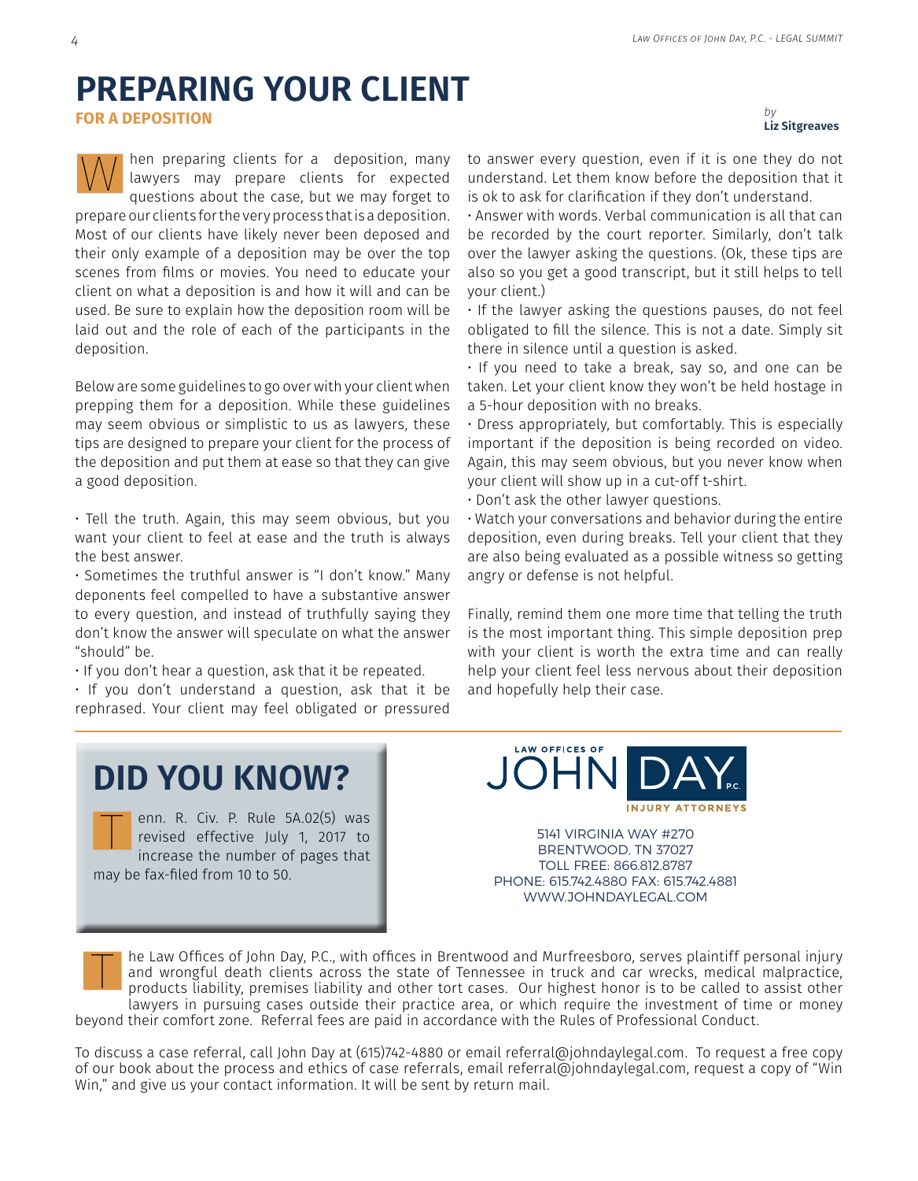# PREPARING YOUR CLIENT

## FOR A DEPOSITION

*by*
**Liz Sitgreaves**

When preparing clients for a deposition, many lawyers may prepare clients for expected questions about the case, but we may forget to prepare our clients for the very process that is a deposition. Most of our clients have likely never been deposed and their only example of a deposition may be over the top scenes from films or movies. You need to educate your client on what a deposition is and how it will and can be used. Be sure to explain how the deposition room will be laid out and the role of each of the participants in the deposition.

Below are some guidelines to go over with your client when prepping them for a deposition. While these guidelines may seem obvious or simplistic to us as lawyers, these tips are designed to prepare your client for the process of the deposition and put them at ease so that they can give a good deposition.

- Tell the truth. Again, this may seem obvious, but you want your client to feel at ease and the truth is always the best answer.
- Sometimes the truthful answer is "I don't know." Many deponents feel compelled to have a substantive answer to every question, and instead of truthfully saying they don't know the answer will speculate on what the answer "should" be.
- If you don't hear a question, ask that it be repeated.
- If you don't understand a question, ask that it be rephrased. Your client may feel obligated or pressured to answer every question, even if it is one they do not understand. Let them know before the deposition that it is ok to ask for clarification if they don't understand.
- Answer with words. Verbal communication is all that can be recorded by the court reporter. Similarly, don't talk over the lawyer asking the questions. (Ok, these tips are also so you get a good transcript, but it still helps to tell your client.)
- If the lawyer asking the questions pauses, do not feel obligated to fill the silence. This is not a date. Simply sit there in silence until a question is asked.
- If you need to take a break, say so, and one can be taken. Let your client know they won't be held hostage in a 5-hour deposition with no breaks.
- Dress appropriately, but comfortably. This is especially important if the deposition is being recorded on video. Again, this may seem obvious, but you never know when your client will show up in a cut-off t-shirt.
- Don't ask the other lawyer questions.
- Watch your conversations and behavior during the entire deposition, even during breaks. Tell your client that they are also being evaluated as a possible witness so getting angry or defense is not helpful.

Finally, remind them one more time that telling the truth is the most important thing. This simple deposition prep with your client is worth the extra time and can really help your client feel less nervous about their deposition and hopefully help their case.

## DID YOU KNOW?

Tenn. R. Civ. P. Rule 5A.02(5) was revised effective July 1, 2017 to increase the number of pages that may be fax-filed from 10 to 50.

LAW OFFICES OF JOHN DAY P.C.
INJURY ATTORNEYS

5141 VIRGINIA WAY #270
BRENTWOOD, TN 37027
TOLL FREE: 866.812.8787
PHONE: 615.742.4880 FAX: 615.742.4881
WWW.JOHNDAYLEGAL.COM

The Law Offices of John Day, P.C., with offices in Brentwood and Murfreesboro, serves plaintiff personal injury and wrongful death clients across the state of Tennessee in truck and car wrecks, medical malpractice, products liability, premises liability and other tort cases. Our highest honor is to be called to assist other lawyers in pursuing cases outside their practice area, or which require the investment of time or money beyond their comfort zone. Referral fees are paid in accordance with the Rules of Professional Conduct.

To discuss a case referral, call John Day at (615)742-4880 or email referral@johndaylegal.com. To request a free copy of our book about the process and ethics of case referrals, email referral@johndaylegal.com, request a copy of "Win Win," and give us your contact information. It will be sent by return mail.